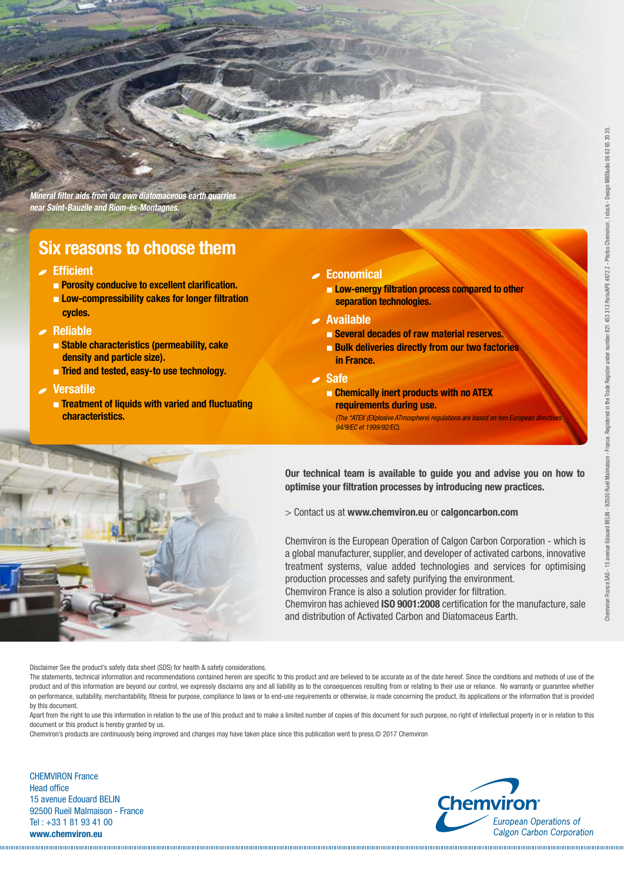*Mineral filter aids from our own diatomaceous earth quarries near Saint-Bauzile and Riom-ès-Montagnes.*

## Six reasons to choose them

### Efficient
- **Porosity conducive to excellent clarification.**
- **Low-compressibility cakes for longer filtration cycles.**

### Reliable
- **Stable characteristics (permeability, cake density and particle size).**
- **Tried and tested, easy-to use technology.**

### Versatile
- **Treatment of liquids with varied and fluctuating characteristics.**

### Economical
- **Low-energy filtration process compared to other separation technologies.**

### Available
- **Several decades of raw material reserves.**
- **Bulk deliveries directly from our two factories in France.**

### Safe
- **Chemically inert products with no ATEX requirements during use.**

*(The \*ATEX (EXplosive ATmosphere) regulations are based on two European directives 94/9/EC et 1999/92/EC).*

**Our technical team is available to guide you and advise you on how to optimise your filtration processes by introducing new practices.**

> Contact us at **www.chemviron.eu** or **calgoncarbon.com**

Chemviron is the European Operation of Calgon Carbon Corporation - which is a global manufacturer, supplier, and developer of activated carbons, innovative treatment systems, value added technologies and services for optimising production processes and safety purifying the environment.
Chemviron France is also a solution provider for filtration.
Chemviron has achieved **ISO 9001:2008** certification for the manufacture, sale and distribution of Activated Carbon and Diatomaceus Earth.

Disclaimer See the product's safety data sheet (SDS) for health & safety considerations.
The statements, technical information and recommendations contained herein are specific to this product and are believed to be accurate as of the date hereof. Since the conditions and methods of use of the product and of this information are beyond our control, we expressly disclaims any and all liability as to the consequences resulting from or relating to their use or reliance. No warranty or guarantee whether on performance, suitability, merchantability, fitness for purpose, compliance to laws or to end-use requirements or otherwise, is made concerning the product, its applications or the information that is provided by this document.
Apart from the right to use this information in relation to the use of this product and to make a limited number of copies of this document for such purpose, no right of intellectual property in or in relation to this document or this product is hereby granted by us.
Chemviron's products are continuously being improved and changes may have taken place since this publication went to press.© 2017 Chemviron

CHEMVIRON France
Head office
15 avenue Edouard BELIN
92500 Rueil Malmaison - France
Tel : +33 1 81 93 41 00
**www.chemviron.eu**

Chemviron
European Operations of Calgon Carbon Corporation

Chemviron France SAS - 15 avenue Edouard BELIN - 92500 Rueil Malmaison - France. Registered in the Trade Register under number 821 453 313 Paris/APE 4672 Z - Photos Chemviron, I stock - Design MBStudio 06 62 65 20 35.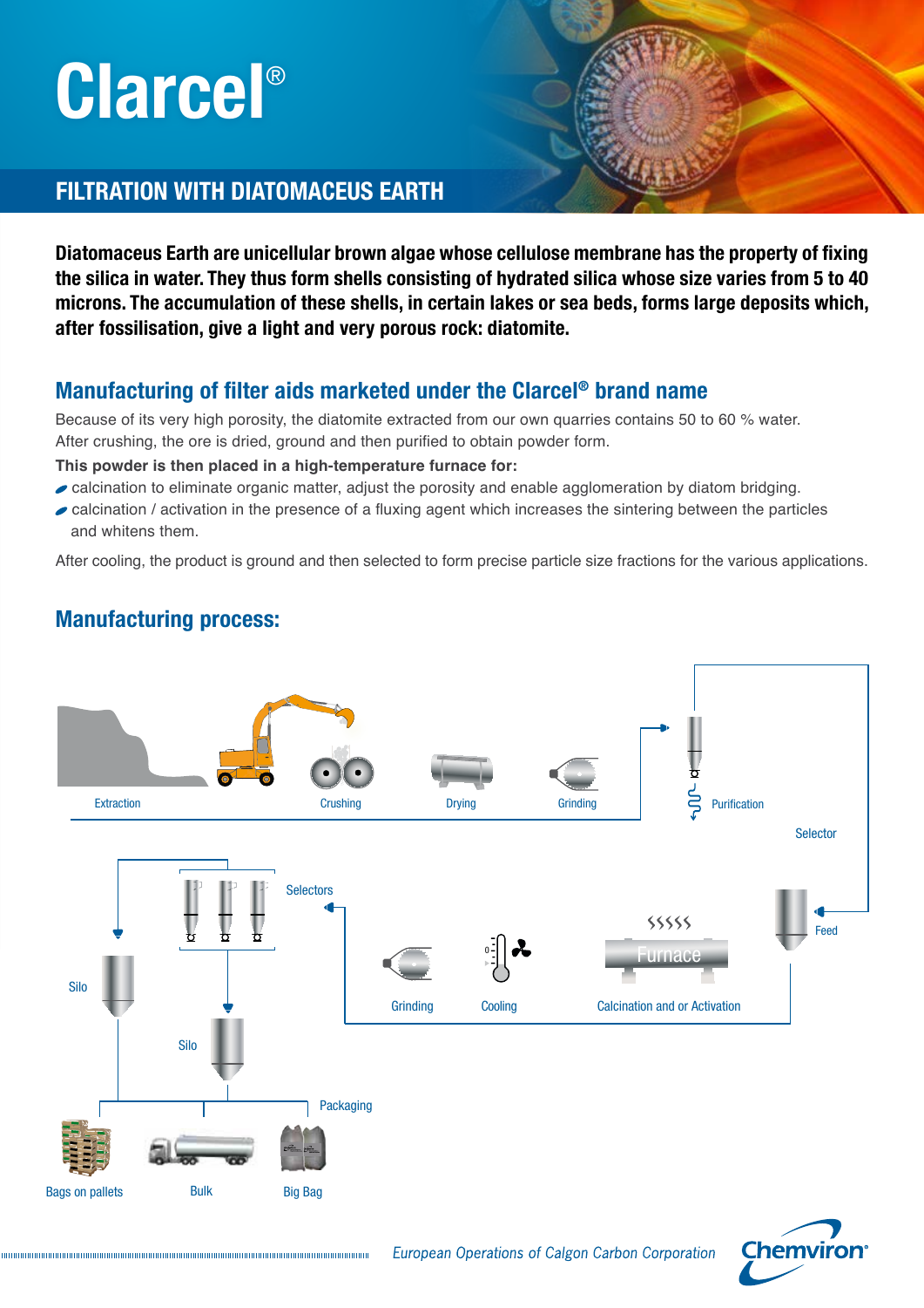# Clarcel®

## FILTRATION WITH DIATOMACEUS EARTH

**Diatomaceus Earth are unicellular brown algae whose cellulose membrane has the property of fixing the silica in water. They thus form shells consisting of hydrated silica whose size varies from 5 to 40 microns. The accumulation of these shells, in certain lakes or sea beds, forms large deposits which, after fossilisation, give a light and very porous rock: diatomite.**

## Manufacturing of filter aids marketed under the Clarcel® brand name

Because of its very high porosity, the diatomite extracted from our own quarries contains 50 to 60 % water. After crushing, the ore is dried, ground and then purified to obtain powder form.

**This powder is then placed in a high-temperature furnace for:**

- calcination to eliminate organic matter, adjust the porosity and enable agglomeration by diatom bridging.
- calcination / activation in the presence of a fluxing agent which increases the sintering between the particles and whitens them.

After cooling, the product is ground and then selected to form precise particle size fractions for the various applications.

## Manufacturing process:

Extraction → Crushing → Drying → Grinding → Purification → Selector → Feed → Furnace (Calcination and or Activation) → Cooling → Grinding → Selectors → Silo / Silo → Packaging: Bags on pallets, Bulk, Big Bag

*European Operations of Calgon Carbon Corporation*

Chemviron®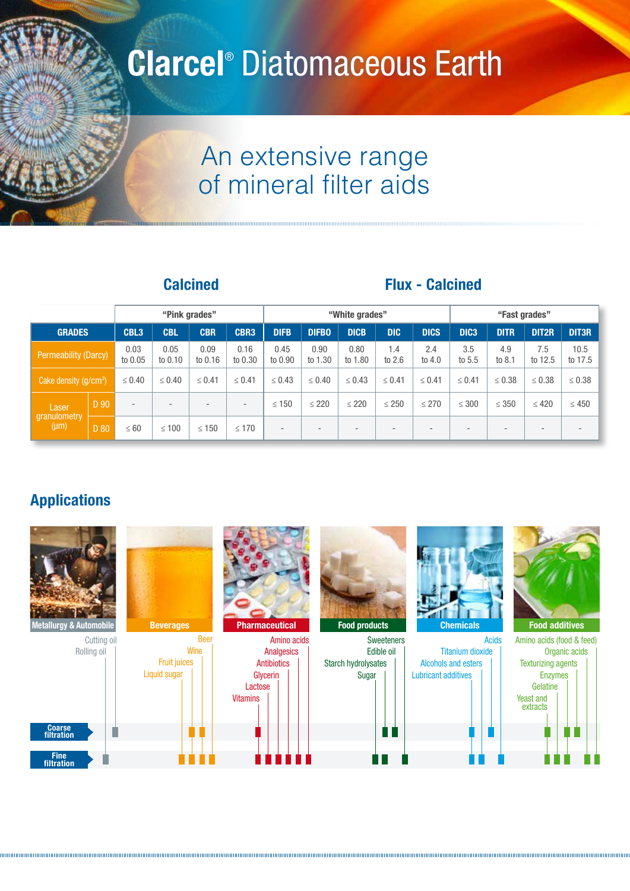# Clarcel® Diatomaceous Earth

## An extensive range of mineral filter aids

| | | Calcined | | | | Flux - Calcined | | | | | | | | |
|---|---|---|---|---|---|---|---|---|---|---|---|---|---|---|
| | | "Pink grades" | | | | "White grades" | | | | | "Fast grades" | | | |
| **GRADES** | | **CBL3** | **CBL** | **CBR** | **CBR3** | **DIFB** | **DIFBO** | **DICB** | **DIC** | **DICS** | **DIC3** | **DITR** | **DIT2R** | **DIT3R** |
| Permeability (Darcy) | | 0.03 to 0.05 | 0.05 to 0.10 | 0.09 to 0.16 | 0.16 to 0.30 | 0.45 to 0.90 | 0.90 to 1.30 | 0.80 to 1.80 | 1.4 to 2.6 | 2.4 to 4.0 | 3.5 to 5.5 | 4.9 to 8.1 | 7.5 to 12.5 | 10.5 to 17.5 |
| Cake density (g/cm³) | | ≤ 0.40 | ≤ 0.40 | ≤ 0.41 | ≤ 0.41 | ≤ 0.43 | ≤ 0.40 | ≤ 0.43 | ≤ 0.41 | ≤ 0.41 | ≤ 0.41 | ≤ 0.38 | ≤ 0.38 | ≤ 0.38 |
| Laser granulometry (µm) | D 90 | - | - | - | - | ≤ 150 | ≤ 220 | ≤ 220 | ≤ 250 | ≤ 270 | ≤ 300 | ≤ 350 | ≤ 420 | ≤ 450 |
| | D 80 | ≤ 60 | ≤ 100 | ≤ 150 | ≤ 170 | - | - | - | - | - | - | - | - | - |

## Applications

**Metallurgy & Automobile**
- Cutting oil
- Rolling oil

**Beverages**
- Beer
- Wine
- Fruit juices
- Liquid sugar

**Pharmaceutical**
- Amino acids
- Analgesics
- Antibiotics
- Glycerin
- Lactose
- Vitamins

**Food products**
- Sweeteners
- Edible oil
- Starch hydrolysates
- Sugar

**Chemicals**
- Acids
- Titanium dioxide
- Alcohols and esters
- Lubricant additives

**Food additives**
- Amino acids (food & feed)
- Organic acids
- Texturizing agents
- Enzymes
- Gelatine
- Yeast and extracts

Coarse filtration

Fine filtration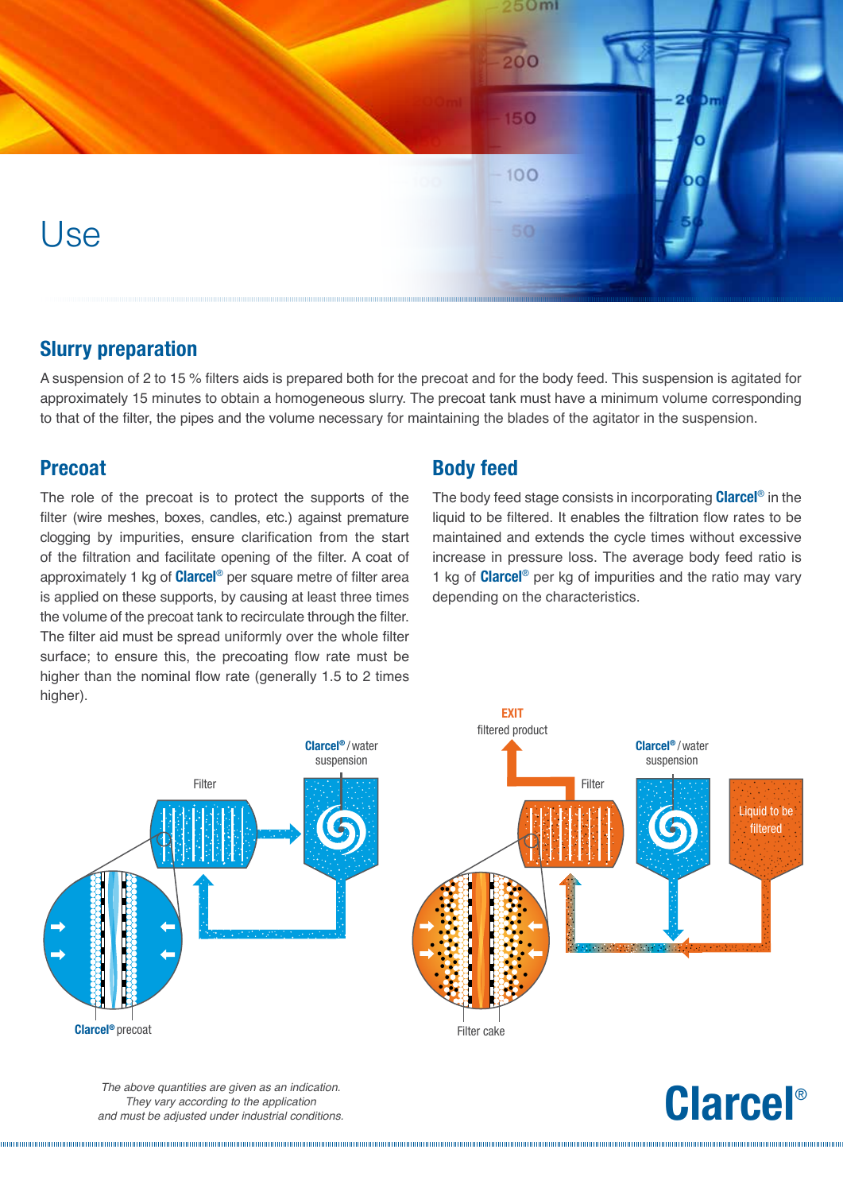# Use

## Slurry preparation

A suspension of 2 to 15 % filters aids is prepared both for the precoat and for the body feed. This suspension is agitated for approximately 15 minutes to obtain a homogeneous slurry. The precoat tank must have a minimum volume corresponding to that of the filter, the pipes and the volume necessary for maintaining the blades of the agitator in the suspension.

## Precoat

The role of the precoat is to protect the supports of the filter (wire meshes, boxes, candles, etc.) against premature clogging by impurities, ensure clarification from the start of the filtration and facilitate opening of the filter. A coat of approximately 1 kg of **Clarcel**® per square metre of filter area is applied on these supports, by causing at least three times the volume of the precoat tank to recirculate through the filter. The filter aid must be spread uniformly over the whole filter surface; to ensure this, the precoating flow rate must be higher than the nominal flow rate (generally 1.5 to 2 times higher).

## Body feed

The body feed stage consists in incorporating **Clarcel**® in the liquid to be filtered. It enables the filtration flow rates to be maintained and extends the cycle times without excessive increase in pressure loss. The average body feed ratio is 1 kg of **Clarcel**® per kg of impurities and the ratio may vary depending on the characteristics.

Filter

**Clarcel**® / water suspension

**Clarcel**® precoat

**EXIT**
filtered product

Filter

**Clarcel**® / water suspension

Liquid to be filtered

Filter cake

*The above quantities are given as an indication.*
*They vary according to the application*
*and must be adjusted under industrial conditions.*

**Clarcel**®